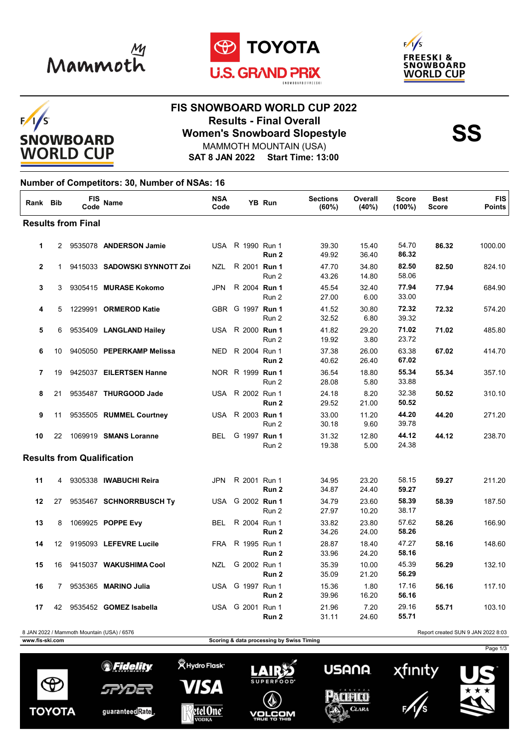# FIS SNOWBOARD WORLD CUP 2022

## Results - Final Overall

## Women's Snowboard Slopestyle

MAMMOTH MOUNTAIN (USA)

**SAT 8 JAN 2022 Start Time: 13:00**

**SS**

**Number of Competitors: 30, Number of NSAs: 16**

| Rank | Bib | FIS Code | Name | NSA Code | | YB | Run | Sections (60%) | Overall (40%) | Score (100%) | Best Score | FIS Points |
|---|---|---|---|---|---|---|---|---|---|---|---|---|
| **Results from Final** | | | | | | | | | | | | |
| **1** | 2 | 9535078 | **ANDERSON Jamie** | USA | R | 1990 | Run 1 | 39.30 | 15.40 | 54.70 | **86.32** | 1000.00 |
| | | | | | | | **Run 2** | 49.92 | 36.40 | **86.32** | | |
| **2** | 1 | 9415033 | **SADOWSKI SYNNOTT Zoi** | NZL | R | 2001 | **Run 1** | 47.70 | 34.80 | **82.50** | **82.50** | 824.10 |
| | | | | | | | Run 2 | 43.26 | 14.80 | 58.06 | | |
| **3** | 3 | 9305415 | **MURASE Kokomo** | JPN | R | 2004 | **Run 1** | 45.54 | 32.40 | **77.94** | **77.94** | 684.90 |
| | | | | | | | Run 2 | 27.00 | 6.00 | 33.00 | | |
| **4** | 5 | 1229991 | **ORMEROD Katie** | GBR | G | 1997 | **Run 1** | 41.52 | 30.80 | **72.32** | **72.32** | 574.20 |
| | | | | | | | Run 2 | 32.52 | 6.80 | 39.32 | | |
| **5** | 6 | 9535409 | **LANGLAND Hailey** | USA | R | 2000 | **Run 1** | 41.82 | 29.20 | **71.02** | **71.02** | 485.80 |
| | | | | | | | Run 2 | 19.92 | 3.80 | 23.72 | | |
| **6** | 10 | 9405050 | **PEPERKAMP Melissa** | NED | R | 2004 | Run 1 | 37.38 | 26.00 | 63.38 | **67.02** | 414.70 |
| | | | | | | | **Run 2** | 40.62 | 26.40 | **67.02** | | |
| **7** | 19 | 9425037 | **EILERTSEN Hanne** | NOR | R | 1999 | **Run 1** | 36.54 | 18.80 | **55.34** | **55.34** | 357.10 |
| | | | | | | | Run 2 | 28.08 | 5.80 | 33.88 | | |
| **8** | 21 | 9535487 | **THURGOOD Jade** | USA | R | 2002 | Run 1 | 24.18 | 8.20 | 32.38 | **50.52** | 310.10 |
| | | | | | | | **Run 2** | 29.52 | 21.00 | **50.52** | | |
| **9** | 11 | 9535505 | **RUMMEL Courtney** | USA | R | 2003 | **Run 1** | 33.00 | 11.20 | **44.20** | **44.20** | 271.20 |
| | | | | | | | Run 2 | 30.18 | 9.60 | 39.78 | | |
| **10** | 22 | 1069919 | **SMANS Loranne** | BEL | G | 1997 | **Run 1** | 31.32 | 12.80 | **44.12** | **44.12** | 238.70 |
| | | | | | | | Run 2 | 19.38 | 5.00 | 24.38 | | |
| **Results from Qualification** | | | | | | | | | | | | |
| **11** | 4 | 9305338 | **IWABUCHI Reira** | JPN | R | 2001 | Run 1 | 34.95 | 23.20 | 58.15 | **59.27** | 211.20 |
| | | | | | | | **Run 2** | 34.87 | 24.40 | **59.27** | | |
| **12** | 27 | 9535467 | **SCHNORRBUSCH Ty** | USA | G | 2002 | **Run 1** | 34.79 | 23.60 | **58.39** | **58.39** | 187.50 |
| | | | | | | | Run 2 | 27.97 | 10.20 | 38.17 | | |
| **13** | 8 | 1069925 | **POPPE Evy** | BEL | R | 2004 | Run 1 | 33.82 | 23.80 | 57.62 | **58.26** | 166.90 |
| | | | | | | | **Run 2** | 34.26 | 24.00 | **58.26** | | |
| **14** | 12 | 9195093 | **LEFEVRE Lucile** | FRA | R | 1995 | Run 1 | 28.87 | 18.40 | 47.27 | **58.16** | 148.60 |
| | | | | | | | **Run 2** | 33.96 | 24.20 | **58.16** | | |
| **15** | 16 | 9415037 | **WAKUSHIMA Cool** | NZL | G | 2002 | Run 1 | 35.39 | 10.00 | 45.39 | **56.29** | 132.10 |
| | | | | | | | **Run 2** | 35.09 | 21.20 | **56.29** | | |
| **16** | 7 | 9535365 | **MARINO Julia** | USA | G | 1997 | Run 1 | 15.36 | 1.80 | 17.16 | **56.16** | 117.10 |
| | | | | | | | **Run 2** | 39.96 | 16.20 | **56.16** | | |
| **17** | 42 | 9535452 | **GOMEZ Isabella** | USA | G | 2001 | Run 1 | 21.96 | 7.20 | 29.16 | **55.71** | 103.10 |
| | | | | | | | **Run 2** | 31.11 | 24.60 | **55.71** | | |

8 JAN 2022 / Mammoth Mountain (USA) / 6576 — Report created SUN 9 JAN 2022 8:03

www.fis-ski.com — Scoring & data processing by Swiss Timing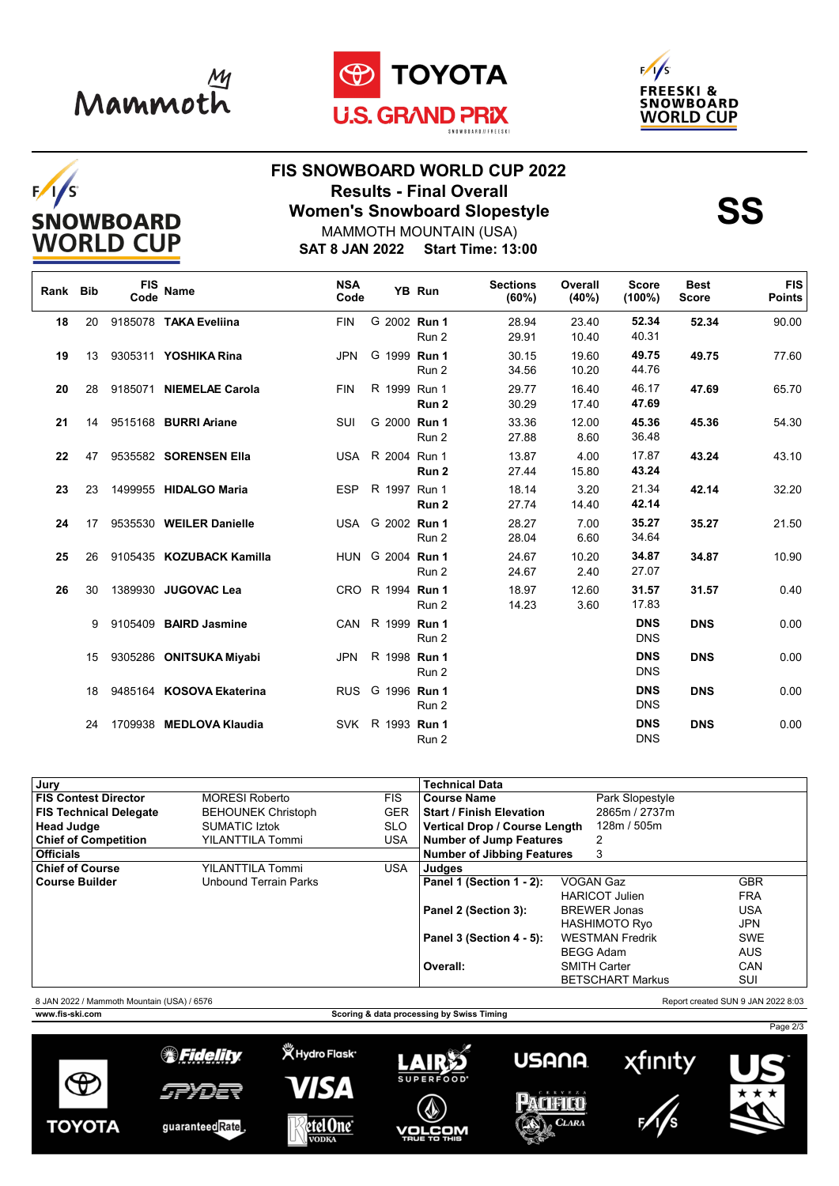# FIS SNOWBOARD WORLD CUP 2022

## Results - Final Overall

## Women's Snowboard Slopestyle

**SS**

MAMMOTH MOUNTAIN (USA)

**SAT 8 JAN 2022 Start Time: 13:00**

| Rank | Bib | FIS Code | Name | NSA Code | YB | Run | Sections (60%) | Overall (40%) | Score (100%) | Best Score | FIS Points |
|---|---|---|---|---|---|---|---|---|---|---|---|
| 18 | 20 | 9185078 | **TAKA Eveliina** | FIN | G 2002 | **Run 1** | 28.94 | 23.40 | **52.34** | **52.34** | 90.00 |
| | | | | | | Run 2 | 29.91 | 10.40 | 40.31 | | |
| 19 | 13 | 9305311 | **YOSHIKA Rina** | JPN | G 1999 | **Run 1** | 30.15 | 19.60 | **49.75** | **49.75** | 77.60 |
| | | | | | | Run 2 | 34.56 | 10.20 | 44.76 | | |
| 20 | 28 | 9185071 | **NIEMELAE Carola** | FIN | R 1999 | Run 1 | 29.77 | 16.40 | 46.17 | **47.69** | 65.70 |
| | | | | | | **Run 2** | 30.29 | 17.40 | **47.69** | | |
| 21 | 14 | 9515168 | **BURRI Ariane** | SUI | G 2000 | **Run 1** | 33.36 | 12.00 | **45.36** | **45.36** | 54.30 |
| | | | | | | Run 2 | 27.88 | 8.60 | 36.48 | | |
| 22 | 47 | 9535582 | **SORENSEN Ella** | USA | R 2004 | Run 1 | 13.87 | 4.00 | 17.87 | **43.24** | 43.10 |
| | | | | | | **Run 2** | 27.44 | 15.80 | **43.24** | | |
| 23 | 23 | 1499955 | **HIDALGO Maria** | ESP | R 1997 | Run 1 | 18.14 | 3.20 | 21.34 | **42.14** | 32.20 |
| | | | | | | **Run 2** | 27.74 | 14.40 | **42.14** | | |
| 24 | 17 | 9535530 | **WEILER Danielle** | USA | G 2002 | **Run 1** | 28.27 | 7.00 | **35.27** | **35.27** | 21.50 |
| | | | | | | Run 2 | 28.04 | 6.60 | 34.64 | | |
| 25 | 26 | 9105435 | **KOZUBACK Kamilla** | HUN | G 2004 | **Run 1** | 24.67 | 10.20 | **34.87** | **34.87** | 10.90 |
| | | | | | | Run 2 | 24.67 | 2.40 | 27.07 | | |
| 26 | 30 | 1389930 | **JUGOVAC Lea** | CRO | R 1994 | **Run 1** | 18.97 | 12.60 | **31.57** | **31.57** | 0.40 |
| | | | | | | Run 2 | 14.23 | 3.60 | 17.83 | | |
| | 9 | 9105409 | **BAIRD Jasmine** | CAN | R 1999 | **Run 1** | | | **DNS** | **DNS** | 0.00 |
| | | | | | | Run 2 | | | DNS | | |
| | 15 | 9305286 | **ONITSUKA Miyabi** | JPN | R 1998 | **Run 1** | | | **DNS** | **DNS** | 0.00 |
| | | | | | | Run 2 | | | DNS | | |
| | 18 | 9485164 | **KOSOVA Ekaterina** | RUS | G 1996 | **Run 1** | | | **DNS** | **DNS** | 0.00 |
| | | | | | | Run 2 | | | DNS | | |
| | 24 | 1709938 | **MEDLOVA Klaudia** | SVK | R 1993 | **Run 1** | | | **DNS** | **DNS** | 0.00 |
| | | | | | | Run 2 | | | DNS | | |

| **Jury** | | |
|---|---|---|
| **FIS Contest Director** | MORESI Roberto | FIS |
| **FIS Technical Delegate** | BEHOUNEK Christoph | GER |
| **Head Judge** | SUMATIC Iztok | SLO |
| **Chief of Competition** | YILANTTILA Tommi | USA |
| **Officials** | | |
| **Chief of Course** | YILANTTILA Tommi | USA |
| **Course Builder** | Unbound Terrain Parks | |

| **Technical Data** | |
|---|---|
| **Course Name** | Park Slopestyle |
| **Start / Finish Elevation** | 2865m / 2737m |
| **Vertical Drop / Course Length** | 128m / 505m |
| **Number of Jump Features** | 2 |
| **Number of Jibbing Features** | 3 |

| **Judges** | | |
|---|---|---|
| **Panel 1 (Section 1 - 2):** | VOGAN Gaz | GBR |
| | HARICOT Julien | FRA |
| **Panel 2 (Section 3):** | BREWER Jonas | USA |
| | HASHIMOTO Ryo | JPN |
| **Panel 3 (Section 4 - 5):** | WESTMAN Fredrik | SWE |
| | BEGG Adam | AUS |
| **Overall:** | SMITH Carter | CAN |
| | BETSCHART Markus | SUI |

8 JAN 2022 / Mammoth Mountain (USA) / 6576 — Report created SUN 9 JAN 2022 8:03

www.fis-ski.com — Scoring & data processing by Swiss Timing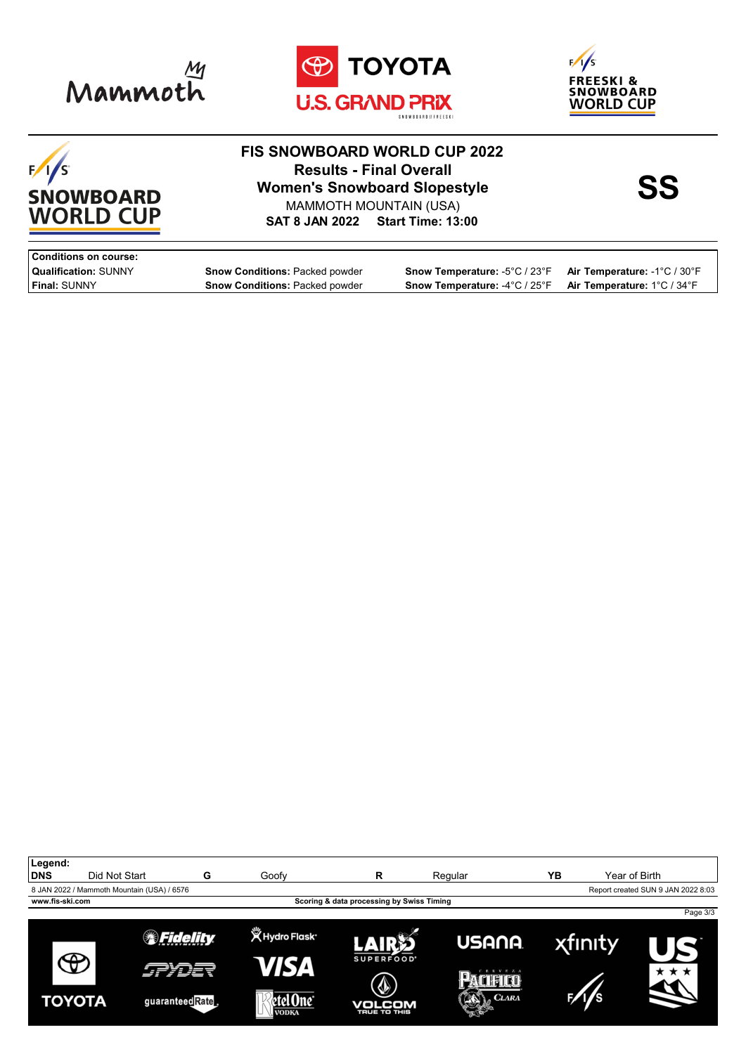# FIS SNOWBOARD WORLD CUP 2022

## Results - Final Overall

## Women's Snowboard Slopestyle

MAMMOTH MOUNTAIN (USA)

**SAT 8 JAN 2022 Start Time: 13:00**

**SS**

| **Conditions on course:** | | | |
| --- | --- | --- | --- |
| **Qualification:** SUNNY | **Snow Conditions:** Packed powder | **Snow Temperature:** -5°C / 23°F | **Air Temperature:** -1°C / 30°F |
| **Final:** SUNNY | **Snow Conditions:** Packed powder | **Snow Temperature:** -4°C / 25°F | **Air Temperature:** 1°C / 34°F |

| **Legend:** | | | | | | | |
| --- | --- | --- | --- | --- | --- | --- | --- |
| **DNS** | Did Not Start | **G** | Goofy | **R** | Regular | **YB** | Year of Birth |

8 JAN 2022 / Mammoth Mountain (USA) / 6576

Report created SUN 9 JAN 2022 8:03

www.fis-ski.com

Scoring & data processing by Swiss Timing